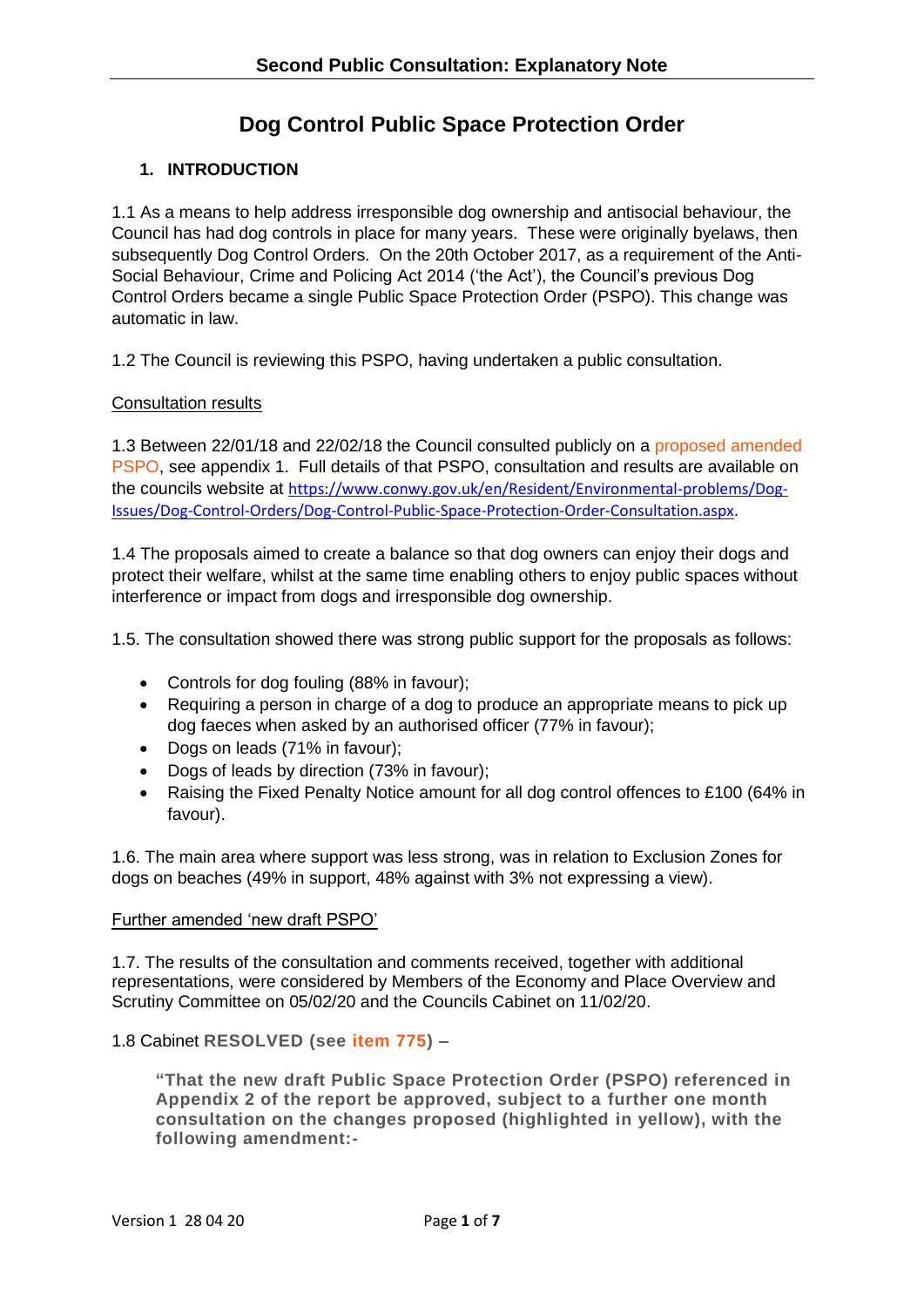# Dog Control Public Space Protection Order

## 1. INTRODUCTION

1.1 As a means to help address irresponsible dog ownership and antisocial behaviour, the Council has had dog controls in place for many years. These were originally byelaws, then subsequently Dog Control Orders. On the 20th October 2017, as a requirement of the Anti-Social Behaviour, Crime and Policing Act 2014 ('the Act'), the Council's previous Dog Control Orders became a single Public Space Protection Order (PSPO). This change was automatic in law.

1.2 The Council is reviewing this PSPO, having undertaken a public consultation.

### Consultation results

1.3 Between 22/01/18 and 22/02/18 the Council consulted publicly on a proposed amended PSPO, see appendix 1. Full details of that PSPO, consultation and results are available on the councils website at https://www.conwy.gov.uk/en/Resident/Environmental-problems/Dog-Issues/Dog-Control-Orders/Dog-Control-Public-Space-Protection-Order-Consultation.aspx.

1.4 The proposals aimed to create a balance so that dog owners can enjoy their dogs and protect their welfare, whilst at the same time enabling others to enjoy public spaces without interference or impact from dogs and irresponsible dog ownership.

1.5. The consultation showed there was strong public support for the proposals as follows:

- Controls for dog fouling (88% in favour);
- Requiring a person in charge of a dog to produce an appropriate means to pick up dog faeces when asked by an authorised officer (77% in favour);
- Dogs on leads (71% in favour);
- Dogs of leads by direction (73% in favour);
- Raising the Fixed Penalty Notice amount for all dog control offences to £100 (64% in favour).

1.6. The main area where support was less strong, was in relation to Exclusion Zones for dogs on beaches (49% in support, 48% against with 3% not expressing a view).

### Further amended 'new draft PSPO'

1.7. The results of the consultation and comments received, together with additional representations, were considered by Members of the Economy and Place Overview and Scrutiny Committee on 05/02/20 and the Councils Cabinet on 11/02/20.

1.8 Cabinet **RESOLVED (see item 775)** –

> **"That the new draft Public Space Protection Order (PSPO) referenced in Appendix 2 of the report be approved, subject to a further one month consultation on the changes proposed (highlighted in yellow), with the following amendment:-**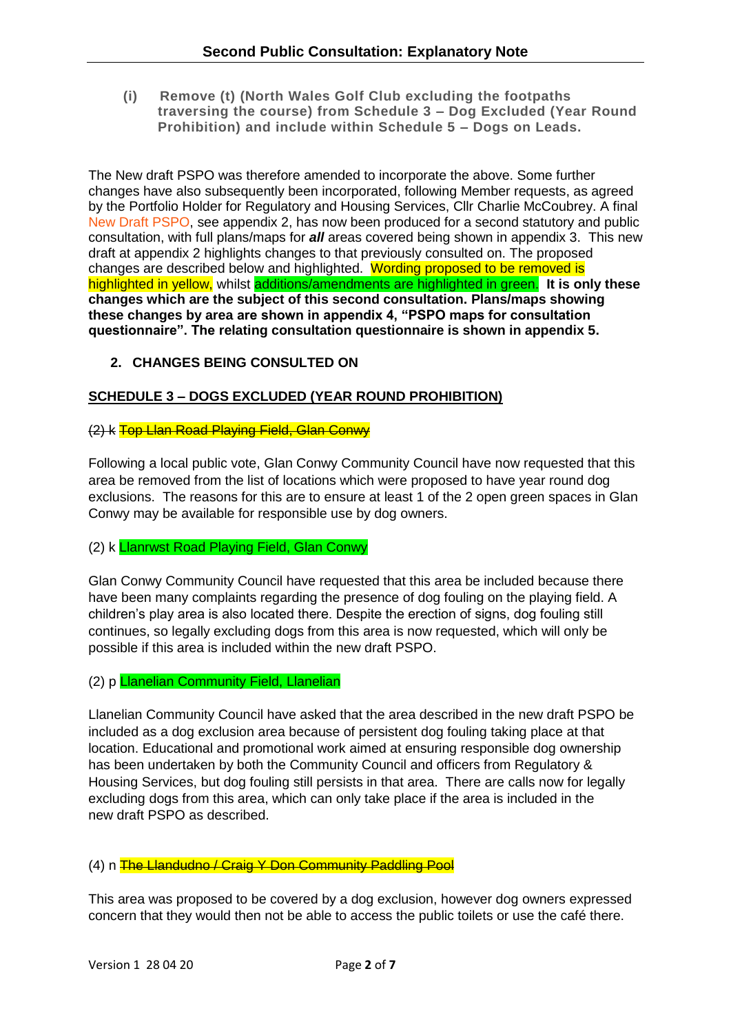(i) **Remove (t) (North Wales Golf Club excluding the footpaths traversing the course) from Schedule 3 – Dog Excluded (Year Round Prohibition) and include within Schedule 5 – Dogs on Leads.**

The New draft PSPO was therefore amended to incorporate the above. Some further changes have also subsequently been incorporated, following Member requests, as agreed by the Portfolio Holder for Regulatory and Housing Services, Cllr Charlie McCoubrey. A final New Draft PSPO, see appendix 2, has now been produced for a second statutory and public consultation, with full plans/maps for ***all*** areas covered being shown in appendix 3. This new draft at appendix 2 highlights changes to that previously consulted on. The proposed changes are described below and highlighted. Wording proposed to be removed is highlighted in yellow, whilst additions/amendments are highlighted in green. **It is only these changes which are the subject of this second consultation. Plans/maps showing these changes by area are shown in appendix 4, "PSPO maps for consultation questionnaire". The relating consultation questionnaire is shown in appendix 5.**

## 2. CHANGES BEING CONSULTED ON

**SCHEDULE 3 – DOGS EXCLUDED (YEAR ROUND PROHIBITION)**

~~(2) k Top Llan Road Playing Field, Glan Conwy~~

Following a local public vote, Glan Conwy Community Council have now requested that this area be removed from the list of locations which were proposed to have year round dog exclusions. The reasons for this are to ensure at least 1 of the 2 open green spaces in Glan Conwy may be available for responsible use by dog owners.

(2) k Llanrwst Road Playing Field, Glan Conwy

Glan Conwy Community Council have requested that this area be included because there have been many complaints regarding the presence of dog fouling on the playing field. A children's play area is also located there. Despite the erection of signs, dog fouling still continues, so legally excluding dogs from this area is now requested, which will only be possible if this area is included within the new draft PSPO.

(2) p Llanelian Community Field, Llanelian

Llanelian Community Council have asked that the area described in the new draft PSPO be included as a dog exclusion area because of persistent dog fouling taking place at that location. Educational and promotional work aimed at ensuring responsible dog ownership has been undertaken by both the Community Council and officers from Regulatory & Housing Services, but dog fouling still persists in that area. There are calls now for legally excluding dogs from this area, which can only take place if the area is included in the new draft PSPO as described.

(4) n ~~The Llandudno / Craig Y Don Community Paddling Pool~~

This area was proposed to be covered by a dog exclusion, however dog owners expressed concern that they would then not be able to access the public toilets or use the café there.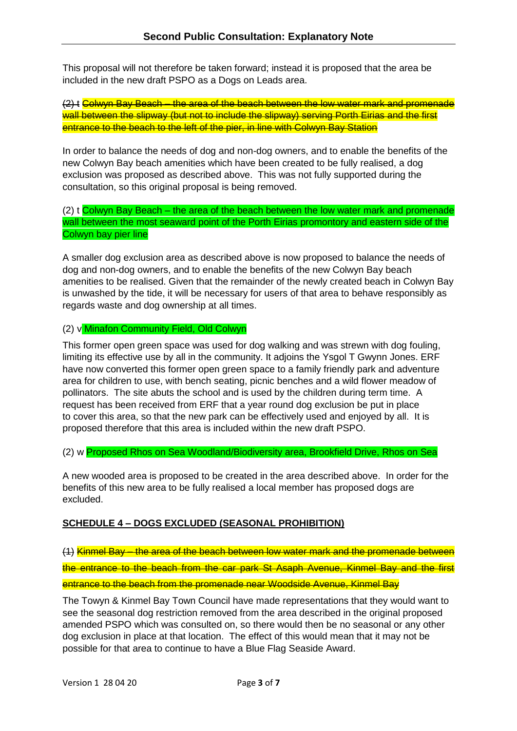This proposal will not therefore be taken forward; instead it is proposed that the area be included in the new draft PSPO as a Dogs on Leads area.

~~(2) t Colwyn Bay Beach – the area of the beach between the low water mark and promenade wall between the slipway (but not to include the slipway) serving Porth Eirias and the first entrance to the beach to the left of the pier, in line with Colwyn Bay Station~~

In order to balance the needs of dog and non-dog owners, and to enable the benefits of the new Colwyn Bay beach amenities which have been created to be fully realised, a dog exclusion was proposed as described above. This was not fully supported during the consultation, so this original proposal is being removed.

(2) t Colwyn Bay Beach – the area of the beach between the low water mark and promenade wall between the most seaward point of the Porth Eirias promontory and eastern side of the Colwyn bay pier line

A smaller dog exclusion area as described above is now proposed to balance the needs of dog and non-dog owners, and to enable the benefits of the new Colwyn Bay beach amenities to be realised. Given that the remainder of the newly created beach in Colwyn Bay is unwashed by the tide, it will be necessary for users of that area to behave responsibly as regards waste and dog ownership at all times.

(2) v Minafon Community Field, Old Colwyn

This former open green space was used for dog walking and was strewn with dog fouling, limiting its effective use by all in the community. It adjoins the Ysgol T Gwynn Jones. ERF have now converted this former open green space to a family friendly park and adventure area for children to use, with bench seating, picnic benches and a wild flower meadow of pollinators. The site abuts the school and is used by the children during term time. A request has been received from ERF that a year round dog exclusion be put in place to cover this area, so that the new park can be effectively used and enjoyed by all. It is proposed therefore that this area is included within the new draft PSPO.

(2) w Proposed Rhos on Sea Woodland/Biodiversity area, Brookfield Drive, Rhos on Sea

A new wooded area is proposed to be created in the area described above. In order for the benefits of this new area to be fully realised a local member has proposed dogs are excluded.

## SCHEDULE 4 – DOGS EXCLUDED (SEASONAL PROHIBITION)

~~(1) Kinmel Bay – the area of the beach between low water mark and the promenade between the entrance to the beach from the car park St Asaph Avenue, Kinmel Bay and the first entrance to the beach from the promenade near Woodside Avenue, Kinmel Bay~~

The Towyn & Kinmel Bay Town Council have made representations that they would want to see the seasonal dog restriction removed from the area described in the original proposed amended PSPO which was consulted on, so there would then be no seasonal or any other dog exclusion in place at that location. The effect of this would mean that it may not be possible for that area to continue to have a Blue Flag Seaside Award.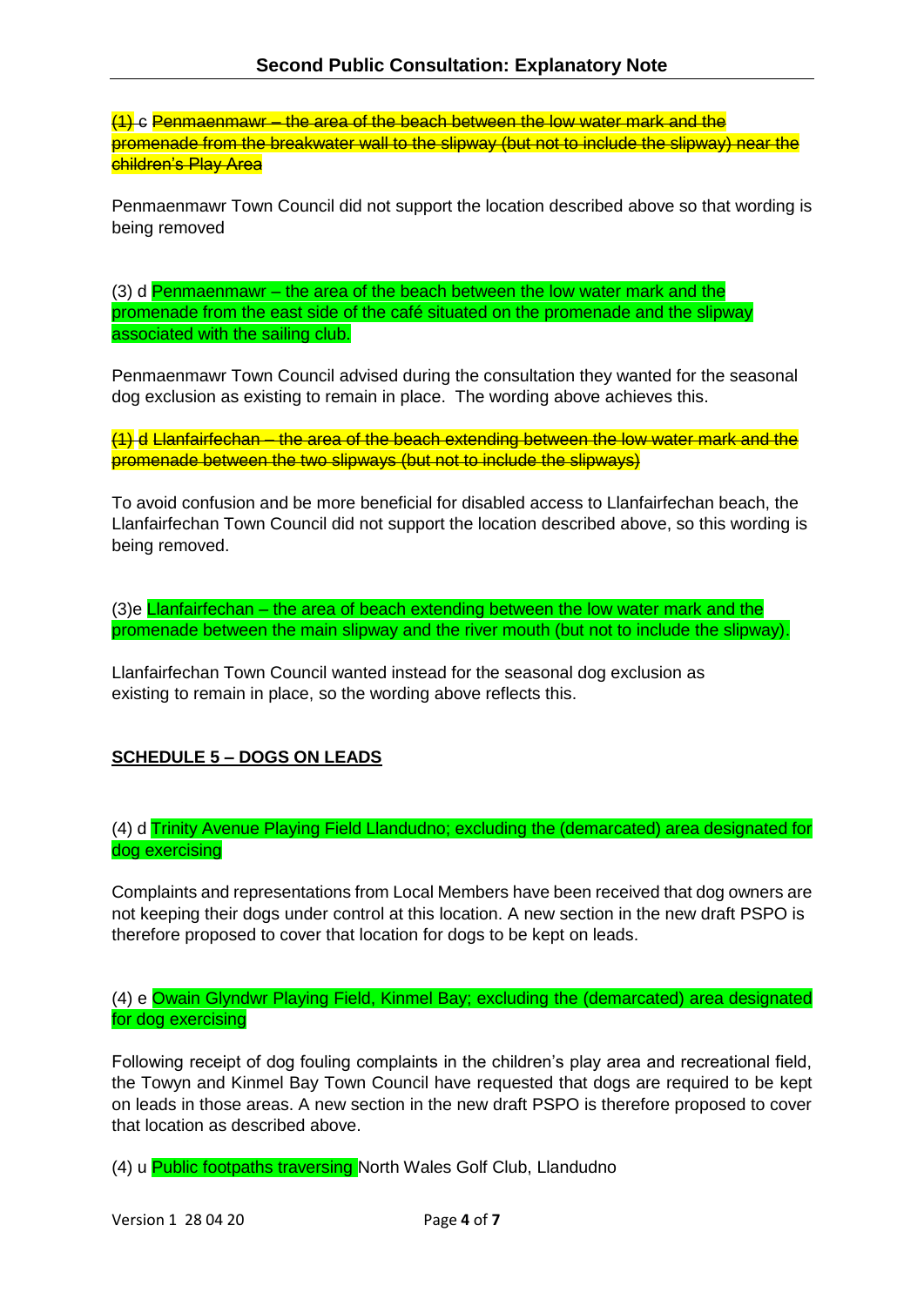~~(1) c Penmaenmawr – the area of the beach between the low water mark and the promenade from the breakwater wall to the slipway (but not to include the slipway) near the children's Play Area~~

Penmaenmawr Town Council did not support the location described above so that wording is being removed

(3) d Penmaenmawr – the area of the beach between the low water mark and the promenade from the east side of the café situated on the promenade and the slipway associated with the sailing club.

Penmaenmawr Town Council advised during the consultation they wanted for the seasonal dog exclusion as existing to remain in place. The wording above achieves this.

~~(1) d Llanfairfechan – the area of the beach extending between the low water mark and the promenade between the two slipways (but not to include the slipways)~~

To avoid confusion and be more beneficial for disabled access to Llanfairfechan beach, the Llanfairfechan Town Council did not support the location described above, so this wording is being removed.

(3)e Llanfairfechan – the area of beach extending between the low water mark and the promenade between the main slipway and the river mouth (but not to include the slipway).

Llanfairfechan Town Council wanted instead for the seasonal dog exclusion as existing to remain in place, so the wording above reflects this.

**SCHEDULE 5 – DOGS ON LEADS**

(4) d Trinity Avenue Playing Field Llandudno; excluding the (demarcated) area designated for dog exercising

Complaints and representations from Local Members have been received that dog owners are not keeping their dogs under control at this location. A new section in the new draft PSPO is therefore proposed to cover that location for dogs to be kept on leads.

(4) e Owain Glyndwr Playing Field, Kinmel Bay; excluding the (demarcated) area designated for dog exercising

Following receipt of dog fouling complaints in the children's play area and recreational field, the Towyn and Kinmel Bay Town Council have requested that dogs are required to be kept on leads in those areas. A new section in the new draft PSPO is therefore proposed to cover that location as described above.

(4) u Public footpaths traversing North Wales Golf Club, Llandudno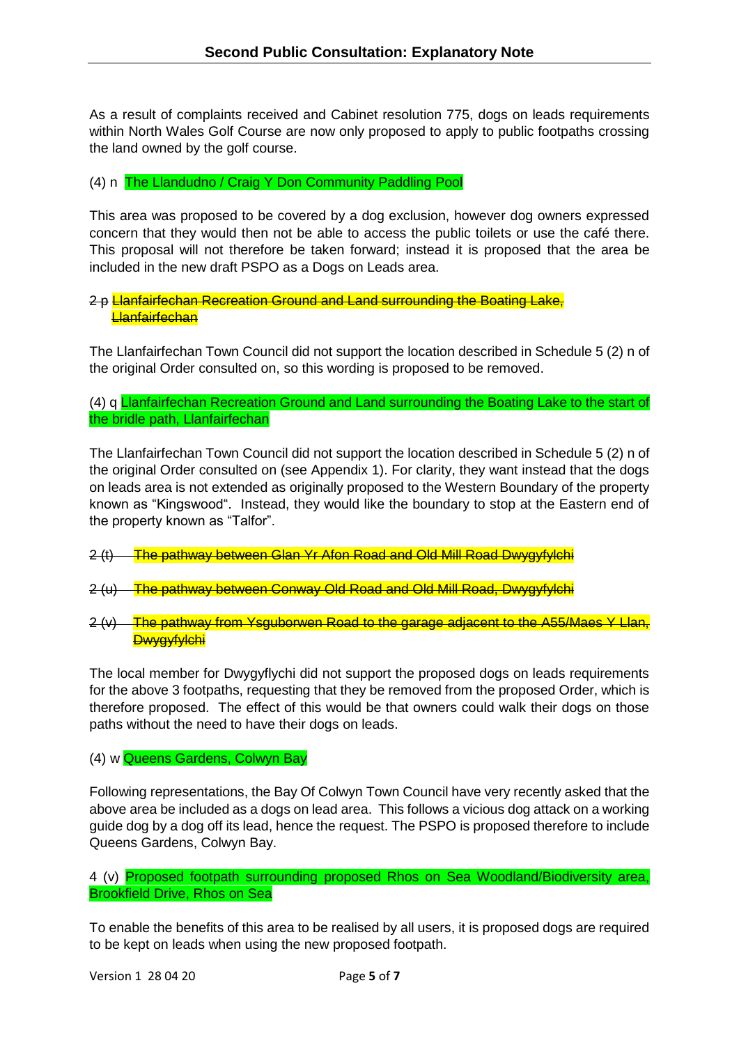As a result of complaints received and Cabinet resolution 775, dogs on leads requirements within North Wales Golf Course are now only proposed to apply to public footpaths crossing the land owned by the golf course.

(4) n The Llandudno / Craig Y Don Community Paddling Pool

This area was proposed to be covered by a dog exclusion, however dog owners expressed concern that they would then not be able to access the public toilets or use the café there. This proposal will not therefore be taken forward; instead it is proposed that the area be included in the new draft PSPO as a Dogs on Leads area.

~~2 p Llanfairfechan Recreation Ground and Land surrounding the Boating Lake, Llanfairfechan~~

The Llanfairfechan Town Council did not support the location described in Schedule 5 (2) n of the original Order consulted on, so this wording is proposed to be removed.

(4) q Llanfairfechan Recreation Ground and Land surrounding the Boating Lake to the start of the bridle path, Llanfairfechan

The Llanfairfechan Town Council did not support the location described in Schedule 5 (2) n of the original Order consulted on (see Appendix 1). For clarity, they want instead that the dogs on leads area is not extended as originally proposed to the Western Boundary of the property known as "Kingswood". Instead, they would like the boundary to stop at the Eastern end of the property known as "Talfor".

~~2 (t) The pathway between Glan Yr Afon Road and Old Mill Road Dwygyfylchi~~

~~2 (u) The pathway between Conway Old Road and Old Mill Road, Dwygyfylchi~~

~~2 (v) The pathway from Ysguborwen Road to the garage adjacent to the A55/Maes Y Llan, Dwygyfylchi~~

The local member for Dwygyflychi did not support the proposed dogs on leads requirements for the above 3 footpaths, requesting that they be removed from the proposed Order, which is therefore proposed. The effect of this would be that owners could walk their dogs on those paths without the need to have their dogs on leads.

(4) w Queens Gardens, Colwyn Bay

Following representations, the Bay Of Colwyn Town Council have very recently asked that the above area be included as a dogs on lead area. This follows a vicious dog attack on a working guide dog by a dog off its lead, hence the request. The PSPO is proposed therefore to include Queens Gardens, Colwyn Bay.

4 (v) Proposed footpath surrounding proposed Rhos on Sea Woodland/Biodiversity area, Brookfield Drive, Rhos on Sea

To enable the benefits of this area to be realised by all users, it is proposed dogs are required to be kept on leads when using the new proposed footpath.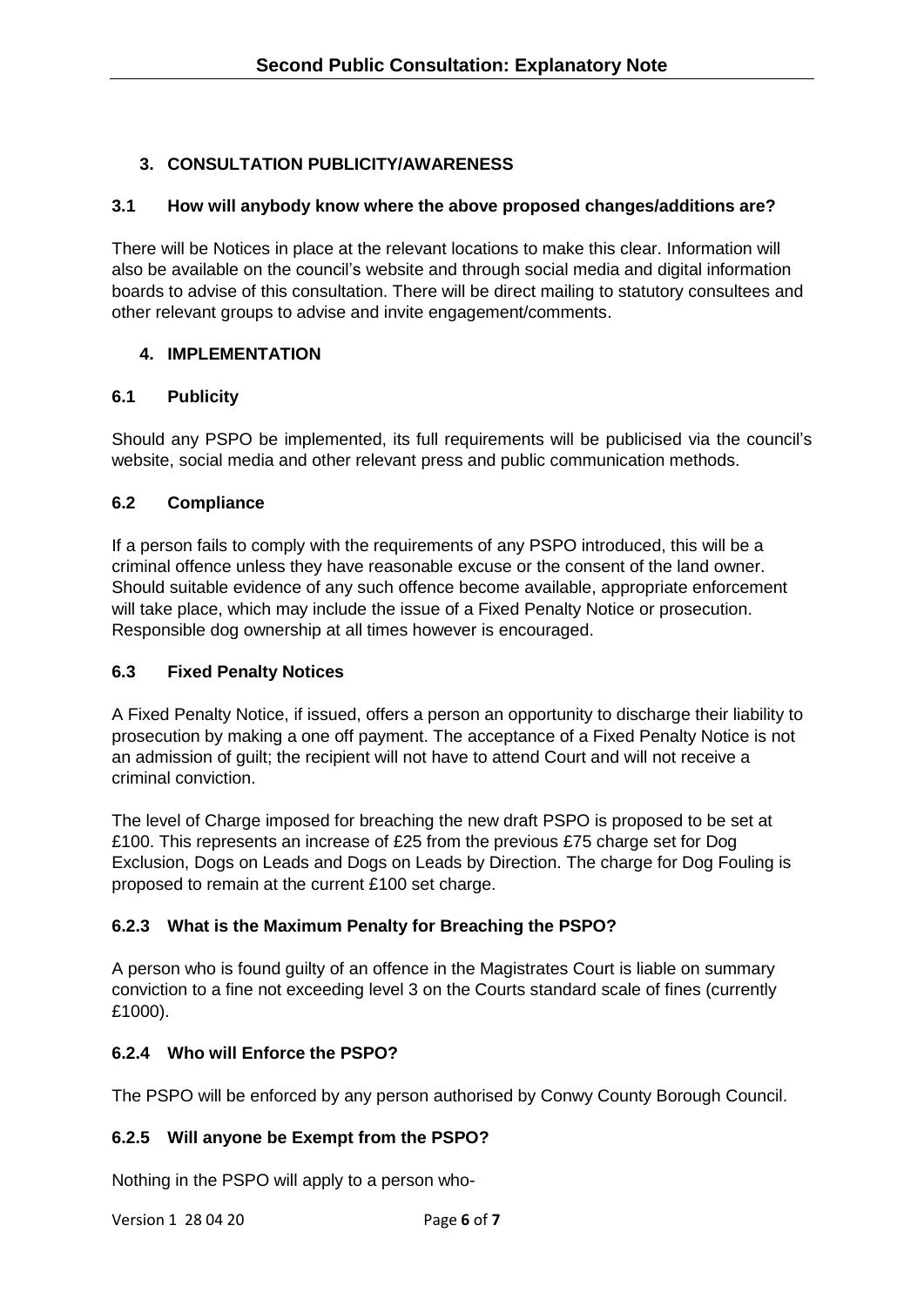## 3. CONSULTATION PUBLICITY/AWARENESS

### 3.1 How will anybody know where the above proposed changes/additions are?

There will be Notices in place at the relevant locations to make this clear. Information will also be available on the council's website and through social media and digital information boards to advise of this consultation. There will be direct mailing to statutory consultees and other relevant groups to advise and invite engagement/comments.

## 4. IMPLEMENTATION

### 6.1 Publicity

Should any PSPO be implemented, its full requirements will be publicised via the council's website, social media and other relevant press and public communication methods.

### 6.2 Compliance

If a person fails to comply with the requirements of any PSPO introduced, this will be a criminal offence unless they have reasonable excuse or the consent of the land owner. Should suitable evidence of any such offence become available, appropriate enforcement will take place, which may include the issue of a Fixed Penalty Notice or prosecution. Responsible dog ownership at all times however is encouraged.

### 6.3 Fixed Penalty Notices

A Fixed Penalty Notice, if issued, offers a person an opportunity to discharge their liability to prosecution by making a one off payment. The acceptance of a Fixed Penalty Notice is not an admission of guilt; the recipient will not have to attend Court and will not receive a criminal conviction.

The level of Charge imposed for breaching the new draft PSPO is proposed to be set at £100. This represents an increase of £25 from the previous £75 charge set for Dog Exclusion, Dogs on Leads and Dogs on Leads by Direction. The charge for Dog Fouling is proposed to remain at the current £100 set charge.

### 6.2.3 What is the Maximum Penalty for Breaching the PSPO?

A person who is found guilty of an offence in the Magistrates Court is liable on summary conviction to a fine not exceeding level 3 on the Courts standard scale of fines (currently £1000).

### 6.2.4 Who will Enforce the PSPO?

The PSPO will be enforced by any person authorised by Conwy County Borough Council.

### 6.2.5 Will anyone be Exempt from the PSPO?

Nothing in the PSPO will apply to a person who-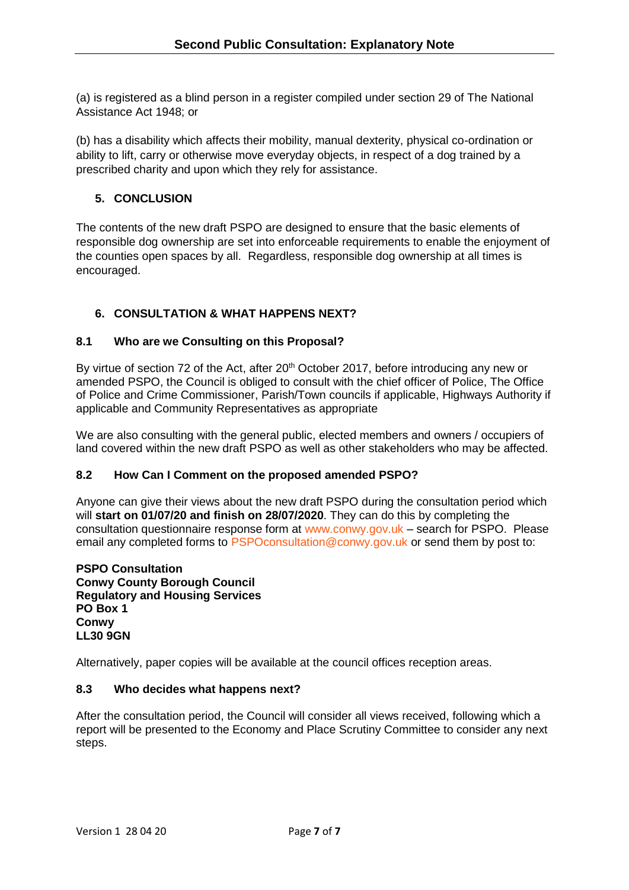(a) is registered as a blind person in a register compiled under section 29 of The National Assistance Act 1948; or

(b) has a disability which affects their mobility, manual dexterity, physical co-ordination or ability to lift, carry or otherwise move everyday objects, in respect of a dog trained by a prescribed charity and upon which they rely for assistance.

## 5. CONCLUSION

The contents of the new draft PSPO are designed to ensure that the basic elements of responsible dog ownership are set into enforceable requirements to enable the enjoyment of the counties open spaces by all. Regardless, responsible dog ownership at all times is encouraged.

## 6. CONSULTATION & WHAT HAPPENS NEXT?

### 8.1 Who are we Consulting on this Proposal?

By virtue of section 72 of the Act, after 20th October 2017, before introducing any new or amended PSPO, the Council is obliged to consult with the chief officer of Police, The Office of Police and Crime Commissioner, Parish/Town councils if applicable, Highways Authority if applicable and Community Representatives as appropriate

We are also consulting with the general public, elected members and owners / occupiers of land covered within the new draft PSPO as well as other stakeholders who may be affected.

### 8.2 How Can I Comment on the proposed amended PSPO?

Anyone can give their views about the new draft PSPO during the consultation period which will **start on 01/07/20 and finish on 28/07/2020**. They can do this by completing the consultation questionnaire response form at www.conwy.gov.uk – search for PSPO. Please email any completed forms to PSPOconsultation@conwy.gov.uk or send them by post to:

**PSPO Consultation**
**Conwy County Borough Council**
**Regulatory and Housing Services**
**PO Box 1**
**Conwy**
**LL30 9GN**

Alternatively, paper copies will be available at the council offices reception areas.

### 8.3 Who decides what happens next?

After the consultation period, the Council will consider all views received, following which a report will be presented to the Economy and Place Scrutiny Committee to consider any next steps.